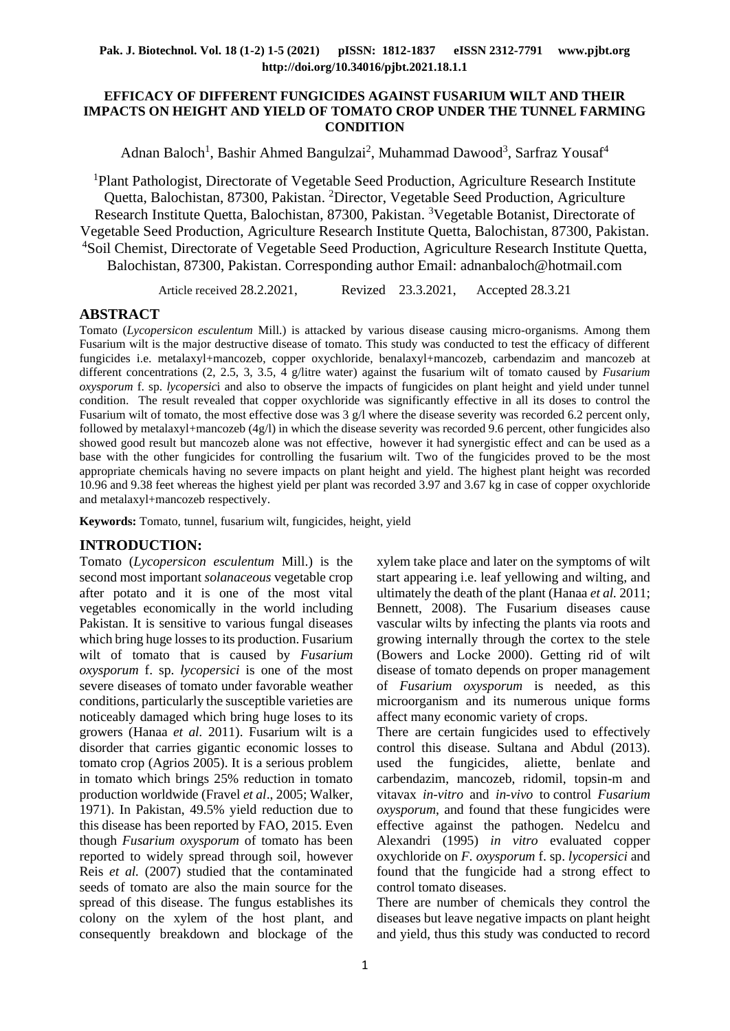# EFFICACY OF DIFFERENT FUNGICIDES AGAINST FUSARIUM WILT AND THEIR IMPACTS ON HEIGHT AND YIELD OF TOMATO CROP UNDER THE TUNNEL FARMING CONDITION

Adnan Baloch[1], Bashir Ahmed Bangulzai[2], Muhammad Dawood[3], Sarfraz Yousaf[4]

[1]Plant Pathologist, Directorate of Vegetable Seed Production, Agriculture Research Institute Quetta, Balochistan, 87300, Pakistan. [2]Director, Vegetable Seed Production, Agriculture Research Institute Quetta, Balochistan, 87300, Pakistan. [3]Vegetable Botanist, Directorate of Vegetable Seed Production, Agriculture Research Institute Quetta, Balochistan, 87300, Pakistan. [4]Soil Chemist, Directorate of Vegetable Seed Production, Agriculture Research Institute Quetta, Balochistan, 87300, Pakistan. Corresponding author Email: adnanbaloch@hotmail.com

Article received 28.2.2021, Revized 23.3.2021, Accepted 28.3.21

## ABSTRACT

Tomato (*Lycopersicon esculentum* Mill.) is attacked by various disease causing micro-organisms. Among them Fusarium wilt is the major destructive disease of tomato. This study was conducted to test the efficacy of different fungicides i.e. metalaxyl+mancozeb, copper oxychloride, benalaxyl+mancozeb, carbendazim and mancozeb at different concentrations (2, 2.5, 3, 3.5, 4 g/litre water) against the fusarium wilt of tomato caused by *Fusarium oxysporum* f. sp. *lycopersici* and also to observe the impacts of fungicides on plant height and yield under tunnel condition. The result revealed that copper oxychloride was significantly effective in all its doses to control the Fusarium wilt of tomato, the most effective dose was 3 g/l where the disease severity was recorded 6.2 percent only, followed by metalaxyl+mancozeb (4g/l) in which the disease severity was recorded 9.6 percent, other fungicides also showed good result but mancozeb alone was not effective, however it had synergistic effect and can be used as a base with the other fungicides for controlling the fusarium wilt. Two of the fungicides proved to be the most appropriate chemicals having no severe impacts on plant height and yield. The highest plant height was recorded 10.96 and 9.38 feet whereas the highest yield per plant was recorded 3.97 and 3.67 kg in case of copper oxychloride and metalaxyl+mancozeb respectively.

**Keywords:** Tomato, tunnel, fusarium wilt, fungicides, height, yield

## INTRODUCTION:

Tomato (*Lycopersicon esculentum* Mill.) is the second most important *solanaceous* vegetable crop after potato and it is one of the most vital vegetables economically in the world including Pakistan. It is sensitive to various fungal diseases which bring huge losses to its production. Fusarium wilt of tomato that is caused by *Fusarium oxysporum* f. sp. *lycopersici* is one of the most severe diseases of tomato under favorable weather conditions, particularly the susceptible varieties are noticeably damaged which bring huge loses to its growers (Hanaa *et al*. 2011). Fusarium wilt is a disorder that carries gigantic economic losses to tomato crop (Agrios 2005). It is a serious problem in tomato which brings 25% reduction in tomato production worldwide (Fravel *et al*., 2005; Walker, 1971). In Pakistan, 49.5% yield reduction due to this disease has been reported by FAO, 2015. Even though *Fusarium oxysporum* of tomato has been reported to widely spread through soil, however Reis *et al.* (2007) studied that the contaminated seeds of tomato are also the main source for the spread of this disease. The fungus establishes its colony on the xylem of the host plant, and consequently breakdown and blockage of the xylem take place and later on the symptoms of wilt start appearing i.e. leaf yellowing and wilting, and ultimately the death of the plant (Hanaa *et al.* 2011; Bennett, 2008). The Fusarium diseases cause vascular wilts by infecting the plants via roots and growing internally through the cortex to the stele (Bowers and Locke 2000). Getting rid of wilt disease of tomato depends on proper management of *Fusarium oxysporum* is needed, as this microorganism and its numerous unique forms affect many economic variety of crops.

There are certain fungicides used to effectively control this disease. Sultana and Abdul (2013). used the fungicides, aliette, benlate and carbendazim, mancozeb, ridomil, topsin-m and vitavax *in-vitro* and *in-vivo* to control *Fusarium oxysporum*, and found that these fungicides were effective against the pathogen. Nedelcu and Alexandri (1995) *in vitro* evaluated copper oxychloride on *F. oxysporum* f. sp. *lycopersici* and found that the fungicide had a strong effect to control tomato diseases.

There are number of chemicals they control the diseases but leave negative impacts on plant height and yield, thus this study was conducted to record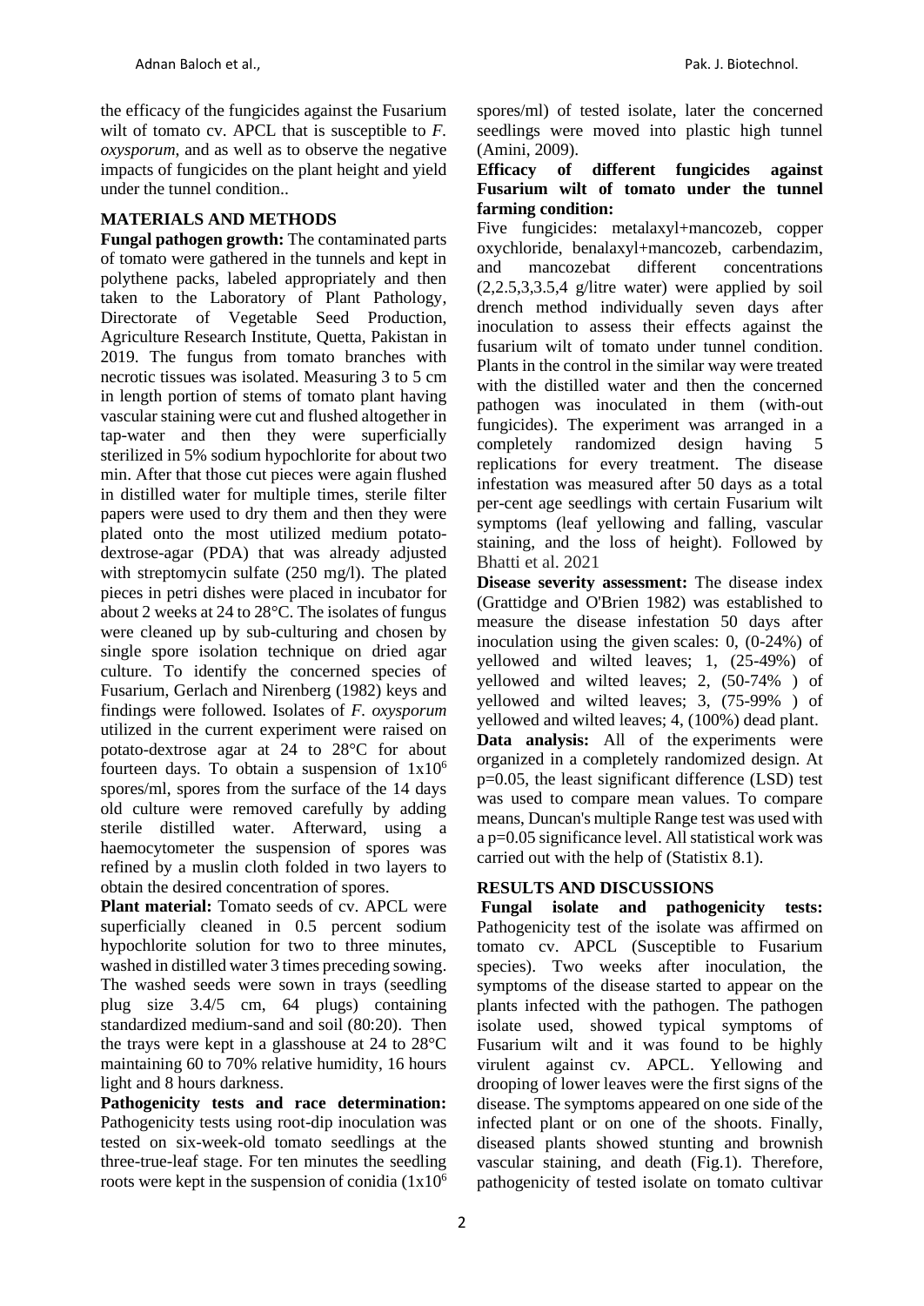the efficacy of the fungicides against the Fusarium wilt of tomato cv. APCL that is susceptible to *F. oxysporum*, and as well as to observe the negative impacts of fungicides on the plant height and yield under the tunnel condition..

## MATERIALS AND METHODS

**Fungal pathogen growth:** The contaminated parts of tomato were gathered in the tunnels and kept in polythene packs, labeled appropriately and then taken to the Laboratory of Plant Pathology, Directorate of Vegetable Seed Production, Agriculture Research Institute, Quetta, Pakistan in 2019. The fungus from tomato branches with necrotic tissues was isolated. Measuring 3 to 5 cm in length portion of stems of tomato plant having vascular staining were cut and flushed altogether in tap-water and then they were superficially sterilized in 5% sodium hypochlorite for about two min. After that those cut pieces were again flushed in distilled water for multiple times, sterile filter papers were used to dry them and then they were plated onto the most utilized medium potato-dextrose-agar (PDA) that was already adjusted with streptomycin sulfate (250 mg/l). The plated pieces in petri dishes were placed in incubator for about 2 weeks at 24 to 28°C. The isolates of fungus were cleaned up by sub-culturing and chosen by single spore isolation technique on dried agar culture. To identify the concerned species of Fusarium, Gerlach and Nirenberg (1982) keys and findings were followed. Isolates of *F. oxysporum* utilized in the current experiment were raised on potato-dextrose agar at 24 to 28°C for about fourteen days. To obtain a suspension of $1x10^6$ spores/ml, spores from the surface of the 14 days old culture were removed carefully by adding sterile distilled water. Afterward, using a haemocytometer the suspension of spores was refined by a muslin cloth folded in two layers to obtain the desired concentration of spores.

**Plant material:** Tomato seeds of cv. APCL were superficially cleaned in 0.5 percent sodium hypochlorite solution for two to three minutes, washed in distilled water 3 times preceding sowing. The washed seeds were sown in trays (seedling plug size 3.4/5 cm, 64 plugs) containing standardized medium-sand and soil (80:20). Then the trays were kept in a glasshouse at 24 to 28°C maintaining 60 to 70% relative humidity, 16 hours light and 8 hours darkness.

**Pathogenicity tests and race determination:** Pathogenicity tests using root-dip inoculation was tested on six-week-old tomato seedlings at the three-true-leaf stage. For ten minutes the seedling roots were kept in the suspension of conidia ($1x10^6$ spores/ml) of tested isolate, later the concerned seedlings were moved into plastic high tunnel (Amini, 2009).

**Efficacy of different fungicides against Fusarium wilt of tomato under the tunnel farming condition:**

Five fungicides: metalaxyl+mancozeb, copper oxychloride, benalaxyl+mancozeb, carbendazim, and mancozebat different concentrations (2,2.5,3,3.5,4 g/litre water) were applied by soil drench method individually seven days after inoculation to assess their effects against the fusarium wilt of tomato under tunnel condition. Plants in the control in the similar way were treated with the distilled water and then the concerned pathogen was inoculated in them (with-out fungicides). The experiment was arranged in a completely randomized design having 5 replications for every treatment. The disease infestation was measured after 50 days as a total per-cent age seedlings with certain Fusarium wilt symptoms (leaf yellowing and falling, vascular staining, and the loss of height). Followed by Bhatti et al. 2021

**Disease severity assessment:** The disease index (Grattidge and O'Brien 1982) was established to measure the disease infestation 50 days after inoculation using the given scales: 0, (0-24%) of yellowed and wilted leaves; 1, (25-49%) of yellowed and wilted leaves; 2, (50-74% ) of yellowed and wilted leaves; 3, (75-99% ) of yellowed and wilted leaves; 4, (100%) dead plant.

**Data analysis:** All of the experiments were organized in a completely randomized design. At p=0.05, the least significant difference (LSD) test was used to compare mean values. To compare means, Duncan's multiple Range test was used with a p=0.05 significance level. All statistical work was carried out with the help of (Statistix 8.1).

## RESULTS AND DISCUSSIONS

**Fungal isolate and pathogenicity tests:** Pathogenicity test of the isolate was affirmed on tomato cv. APCL (Susceptible to Fusarium species). Two weeks after inoculation, the symptoms of the disease started to appear on the plants infected with the pathogen. The pathogen isolate used, showed typical symptoms of Fusarium wilt and it was found to be highly virulent against cv. APCL. Yellowing and drooping of lower leaves were the first signs of the disease. The symptoms appeared on one side of the infected plant or on one of the shoots. Finally, diseased plants showed stunting and brownish vascular staining, and death (Fig.1). Therefore, pathogenicity of tested isolate on tomato cultivar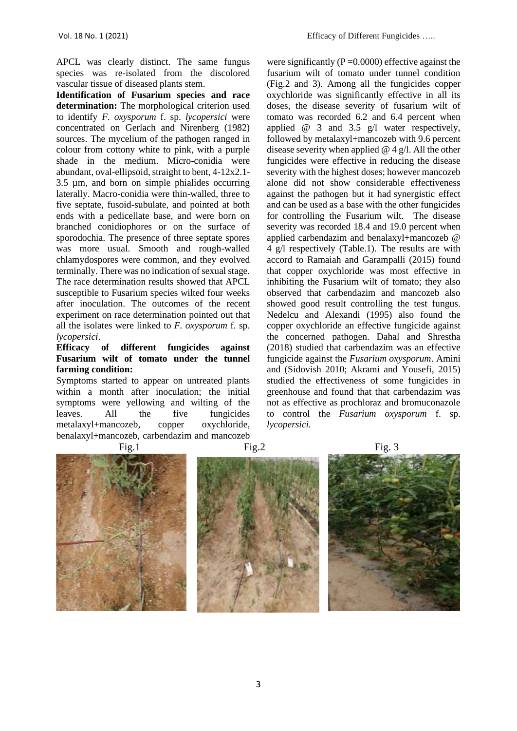APCL was clearly distinct. The same fungus species was re-isolated from the discolored vascular tissue of diseased plants stem.

**Identification of Fusarium species and race determination:** The morphological criterion used to identify *F. oxysporum* f. sp. *lycopersici* were concentrated on Gerlach and Nirenberg (1982) sources. The mycelium of the pathogen ranged in colour from cottony white to pink, with a purple shade in the medium. Micro-conidia were abundant, oval-ellipsoid, straight to bent, 4-12x2.1-3.5 µm, and born on simple phialides occurring laterally. Macro-conidia were thin-walled, three to five septate, fusoid-subulate, and pointed at both ends with a pedicellate base, and were born on branched conidiophores or on the surface of sporodochia. The presence of three septate spores was more usual. Smooth and rough-walled chlamydospores were common, and they evolved terminally. There was no indication of sexual stage. The race determination results showed that APCL susceptible to Fusarium species wilted four weeks after inoculation. The outcomes of the recent experiment on race determination pointed out that all the isolates were linked to *F. oxysporum* f. sp. *lycopersici*.

**Efficacy of different fungicides against Fusarium wilt of tomato under the tunnel farming condition:**

Symptoms started to appear on untreated plants within a month after inoculation; the initial symptoms were yellowing and wilting of the leaves. All the five fungicides metalaxyl+mancozeb, copper oxychloride, benalaxyl+mancozeb, carbendazim and mancozeb were significantly ($P = 0.0000$) effective against the fusarium wilt of tomato under tunnel condition (Fig.2 and 3). Among all the fungicides copper oxychloride was significantly effective in all its doses, the disease severity of fusarium wilt of tomato was recorded 6.2 and 6.4 percent when applied @ 3 and 3.5 g/l water respectively, followed by metalaxyl+mancozeb with 9.6 percent disease severity when applied @ 4 g/l. All the other fungicides were effective in reducing the disease severity with the highest doses; however mancozeb alone did not show considerable effectiveness against the pathogen but it had synergistic effect and can be used as a base with the other fungicides for controlling the Fusarium wilt. The disease severity was recorded 18.4 and 19.0 percent when applied carbendazim and benalaxyl+mancozeb @ 4 g/l respectively (Table.1). The results are with accord to Ramaiah and Garampalli (2015) found that copper oxychloride was most effective in inhibiting the Fusarium wilt of tomato; they also observed that carbendazim and mancozeb also showed good result controlling the test fungus. Nedelcu and Alexandi (1995) also found the copper oxychloride an effective fungicide against the concerned pathogen. Dahal and Shrestha (2018) studied that carbendazim was an effective fungicide against the *Fusarium oxysporum*. Amini and (Sidovish 2010; Akrami and Yousefi, 2015) studied the effectiveness of some fungicides in greenhouse and found that that carbendazim was not as effective as prochloraz and bromuconazole to control the *Fusarium oxysporum* f. sp. *lycopersici.*

Fig.1

Fig.2

Fig. 3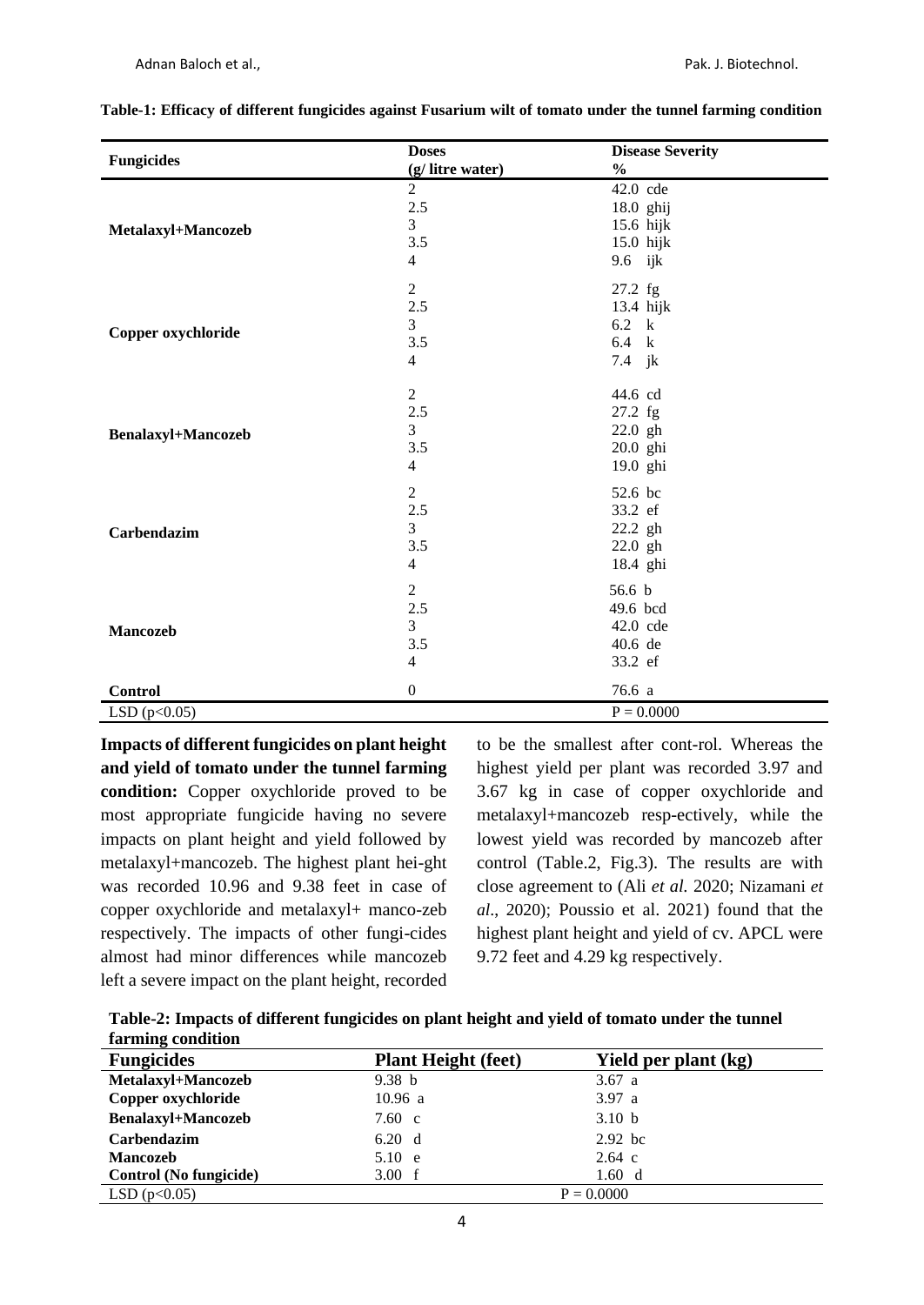**Table-1: Efficacy of different fungicides against Fusarium wilt of tomato under the tunnel farming condition**

| Fungicides | Doses (g/ litre water) | Disease Severity % |
|---|---|---|
| Metalaxyl+Mancozeb | 2 | 42.0 cde |
| | 2.5 | 18.0 ghij |
| | 3 | 15.6 hijk |
| | 3.5 | 15.0 hijk |
| | 4 | 9.6 ijk |
| Copper oxychloride | 2 | 27.2 fg |
| | 2.5 | 13.4 hijk |
| | 3 | 6.2 k |
| | 3.5 | 6.4 k |
| | 4 | 7.4 jk |
| Benalaxyl+Mancozeb | 2 | 44.6 cd |
| | 2.5 | 27.2 fg |
| | 3 | 22.0 gh |
| | 3.5 | 20.0 ghi |
| | 4 | 19.0 ghi |
| Carbendazim | 2 | 52.6 bc |
| | 2.5 | 33.2 ef |
| | 3 | 22.2 gh |
| | 3.5 | 22.0 gh |
| | 4 | 18.4 ghi |
| Mancozeb | 2 | 56.6 b |
| | 2.5 | 49.6 bcd |
| | 3 | 42.0 cde |
| | 3.5 | 40.6 de |
| | 4 | 33.2 ef |
| **Control** | 0 | 76.6 a |
| LSD ($p<0.05$) | | P = 0.0000 |

**Impacts of different fungicides on plant height and yield of tomato under the tunnel farming condition:** Copper oxychloride proved to be most appropriate fungicide having no severe impacts on plant height and yield followed by metalaxyl+mancozeb. The highest plant hei-ght was recorded 10.96 and 9.38 feet in case of copper oxychloride and metalaxyl+ manco-zeb respectively. The impacts of other fungi-cides almost had minor differences while mancozeb left a severe impact on the plant height, recorded to be the smallest after cont-rol. Whereas the highest yield per plant was recorded 3.97 and 3.67 kg in case of copper oxychloride and metalaxyl+mancozeb resp-ectively, while the lowest yield was recorded by mancozeb after control (Table.2, Fig.3). The results are with close agreement to (Ali *et al.* 2020; Nizamani *et al*., 2020); Poussio et al. 2021) found that the highest plant height and yield of cv. APCL were 9.72 feet and 4.29 kg respectively.

**Table-2: Impacts of different fungicides on plant height and yield of tomato under the tunnel farming condition**

| Fungicides | Plant Height (feet) | Yield per plant (kg) |
|---|---|---|
| **Metalaxyl+Mancozeb** | 9.38 b | 3.67 a |
| **Copper oxychloride** | 10.96 a | 3.97 a |
| **Benalaxyl+Mancozeb** | 7.60 c | 3.10 b |
| **Carbendazim** | 6.20 d | 2.92 bc |
| **Mancozeb** | 5.10 e | 2.64 c |
| **Control (No fungicide)** | 3.00 f | 1.60 d |
| LSD ($p<0.05$) | | P = 0.0000 |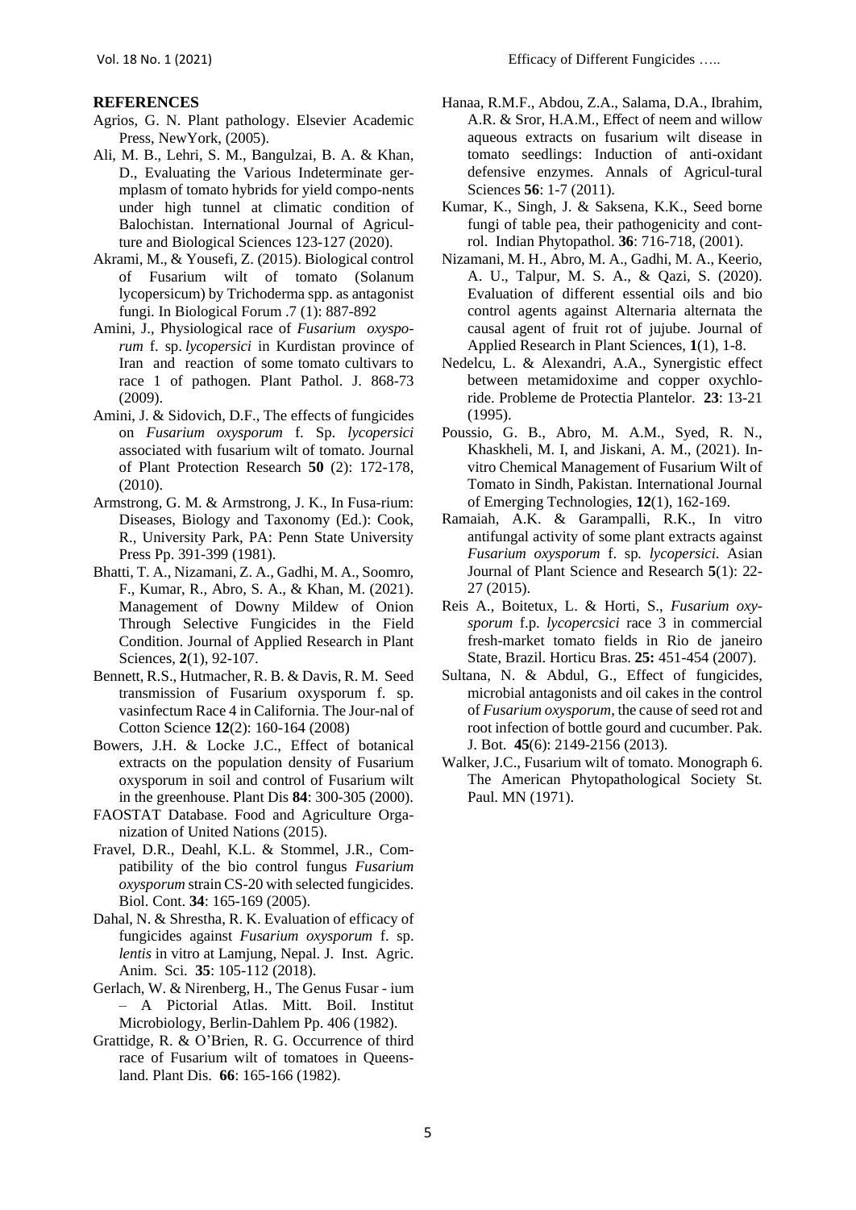## REFERENCES

Agrios, G. N. Plant pathology. Elsevier Academic Press, NewYork, (2005).

Ali, M. B., Lehri, S. M., Bangulzai, B. A. & Khan, D., Evaluating the Various Indeterminate germplasm of tomato hybrids for yield compo-nents under high tunnel at climatic condition of Balochistan. International Journal of Agriculture and Biological Sciences 123-127 (2020).

Akrami, M., & Yousefi, Z. (2015). Biological control of Fusarium wilt of tomato (Solanum lycopersicum) by Trichoderma spp. as antagonist fungi. In Biological Forum .7 (1): 887-892

Amini, J., Physiological race of *Fusarium oxysporum* f. sp. *lycopersici* in Kurdistan province of Iran and reaction of some tomato cultivars to race 1 of pathogen. Plant Pathol. J. 868-73 (2009).

Amini, J. & Sidovich, D.F., The effects of fungicides on *Fusarium oxysporum* f. Sp. *lycopersici* associated with fusarium wilt of tomato. Journal of Plant Protection Research **50** (2): 172-178, (2010).

Armstrong, G. M. & Armstrong, J. K., In Fusa-rium: Diseases, Biology and Taxonomy (Ed.): Cook, R., University Park, PA: Penn State University Press Pp. 391-399 (1981).

Bhatti, T. A., Nizamani, Z. A., Gadhi, M. A., Soomro, F., Kumar, R., Abro, S. A., & Khan, M. (2021). Management of Downy Mildew of Onion Through Selective Fungicides in the Field Condition. Journal of Applied Research in Plant Sciences, **2**(1), 92-107.

Bennett, R.S., Hutmacher, R. B. & Davis, R. M. Seed transmission of Fusarium oxysporum f. sp. vasinfectum Race 4 in California. The Jour-nal of Cotton Science **12**(2): 160-164 (2008)

Bowers, J.H. & Locke J.C., Effect of botanical extracts on the population density of Fusarium oxysporum in soil and control of Fusarium wilt in the greenhouse. Plant Dis **84**: 300-305 (2000).

FAOSTAT Database. Food and Agriculture Organization of United Nations (2015).

Fravel, D.R., Deahl, K.L. & Stommel, J.R., Compatibility of the bio control fungus *Fusarium oxysporum* strain CS-20 with selected fungicides. Biol. Cont. **34**: 165-169 (2005).

Dahal, N. & Shrestha, R. K. Evaluation of efficacy of fungicides against *Fusarium oxysporum* f. sp. *lentis* in vitro at Lamjung, Nepal. J. Inst. Agric. Anim. Sci. **35**: 105-112 (2018).

Gerlach, W. & Nirenberg, H., The Genus Fusar - ium – A Pictorial Atlas. Mitt. Boil. Institut Microbiology, Berlin-Dahlem Pp. 406 (1982).

Grattidge, R. & O'Brien, R. G. Occurrence of third race of Fusarium wilt of tomatoes in Queensland. Plant Dis. **66**: 165-166 (1982).

Hanaa, R.M.F., Abdou, Z.A., Salama, D.A., Ibrahim, A.R. & Sror, H.A.M., Effect of neem and willow aqueous extracts on fusarium wilt disease in tomato seedlings: Induction of anti-oxidant defensive enzymes. Annals of Agricul-tural Sciences **56**: 1-7 (2011).

Kumar, K., Singh, J. & Saksena, K.K., Seed borne fungi of table pea, their pathogenicity and control. Indian Phytopathol. **36**: 716-718, (2001).

Nizamani, M. H., Abro, M. A., Gadhi, M. A., Keerio, A. U., Talpur, M. S. A., & Qazi, S. (2020). Evaluation of different essential oils and bio control agents against Alternaria alternata the causal agent of fruit rot of jujube. Journal of Applied Research in Plant Sciences, **1**(1), 1-8.

Nedelcu, L. & Alexandri, A.A., Synergistic effect between metamidoxime and copper oxychloride. Probleme de Protectia Plantelor. **23**: 13-21 (1995).

Poussio, G. B., Abro, M. A.M., Syed, R. N., Khaskheli, M. I, and Jiskani, A. M., (2021). In-vitro Chemical Management of Fusarium Wilt of Tomato in Sindh, Pakistan. International Journal of Emerging Technologies, **12**(1), 162-169.

Ramaiah, A.K. & Garampalli, R.K., In vitro antifungal activity of some plant extracts against *Fusarium oxysporum* f. sp. *lycopersici*. Asian Journal of Plant Science and Research **5**(1): 22-27 (2015).

Reis A., Boitetux, L. & Horti, S., *Fusarium oxysporum* f.p. *lycopercsici* race 3 in commercial fresh-market tomato fields in Rio de janeiro State, Brazil. Horticu Bras. **25:** 451-454 (2007).

Sultana, N. & Abdul, G., Effect of fungicides, microbial antagonists and oil cakes in the control of *Fusarium oxysporum*, the cause of seed rot and root infection of bottle gourd and cucumber. Pak. J. Bot. **45**(6): 2149-2156 (2013).

Walker, J.C., Fusarium wilt of tomato. Monograph 6. The American Phytopathological Society St. Paul. MN (1971).